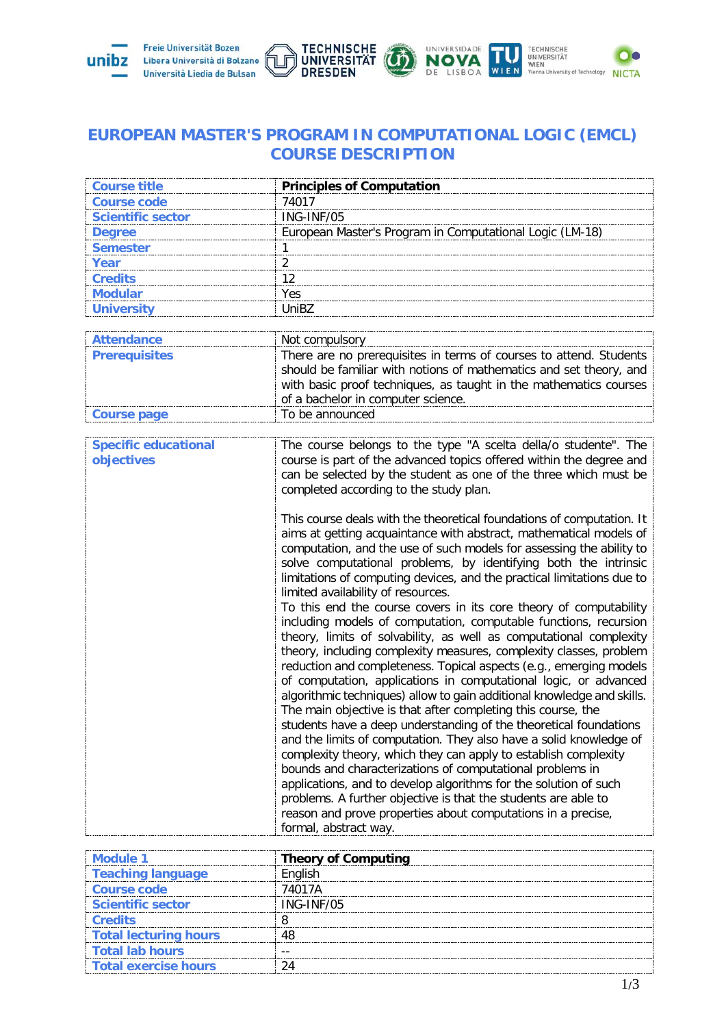# EUROPEAN MASTER'S PROGRAM IN COMPUTATIONAL LOGIC (EMCL) COURSE DESCRIPTION

| Course title | **Principles of Computation** |
| --- | --- |
| Course code | 74017 |
| Scientific sector | ING-INF/05 |
| Degree | European Master's Program in Computational Logic (LM-18) |
| Semester | 1 |
| Year | 2 |
| Credits | 12 |
| Modular | Yes |
| University | UniBZ |

| Attendance | Not compulsory |
| --- | --- |
| Prerequisites | There are no prerequisites in terms of courses to attend. Students should be familiar with notions of mathematics and set theory, and with basic proof techniques, as taught in the mathematics courses of a bachelor in computer science. |
| Course page | To be announced |

| Specific educational objectives | The course belongs to the type "A scelta della/o studente". The course is part of the advanced topics offered within the degree and can be selected by the student as one of the three which must be completed according to the study plan.<br><br>This course deals with the theoretical foundations of computation. It aims at getting acquaintance with abstract, mathematical models of computation, and the use of such models for assessing the ability to solve computational problems, by identifying both the intrinsic limitations of computing devices, and the practical limitations due to limited availability of resources.<br>To this end the course covers in its core theory of computability including models of computation, computable functions, recursion theory, limits of solvability, as well as computational complexity theory, including complexity measures, complexity classes, problem reduction and completeness. Topical aspects (e.g., emerging models of computation, applications in computational logic, or advanced algorithmic techniques) allow to gain additional knowledge and skills.<br>The main objective is that after completing this course, the students have a deep understanding of the theoretical foundations and the limits of computation. They also have a solid knowledge of complexity theory, which they can apply to establish complexity bounds and characterizations of computational problems in applications, and to develop algorithms for the solution of such problems. A further objective is that the students are able to reason and prove properties about computations in a precise, formal, abstract way. |
| --- | --- |

| Module 1 | **Theory of Computing** |
| --- | --- |
| Teaching language | English |
| Course code | 74017A |
| Scientific sector | ING-INF/05 |
| Credits | 8 |
| Total lecturing hours | 48 |
| Total lab hours | -- |
| Total exercise hours | 24 |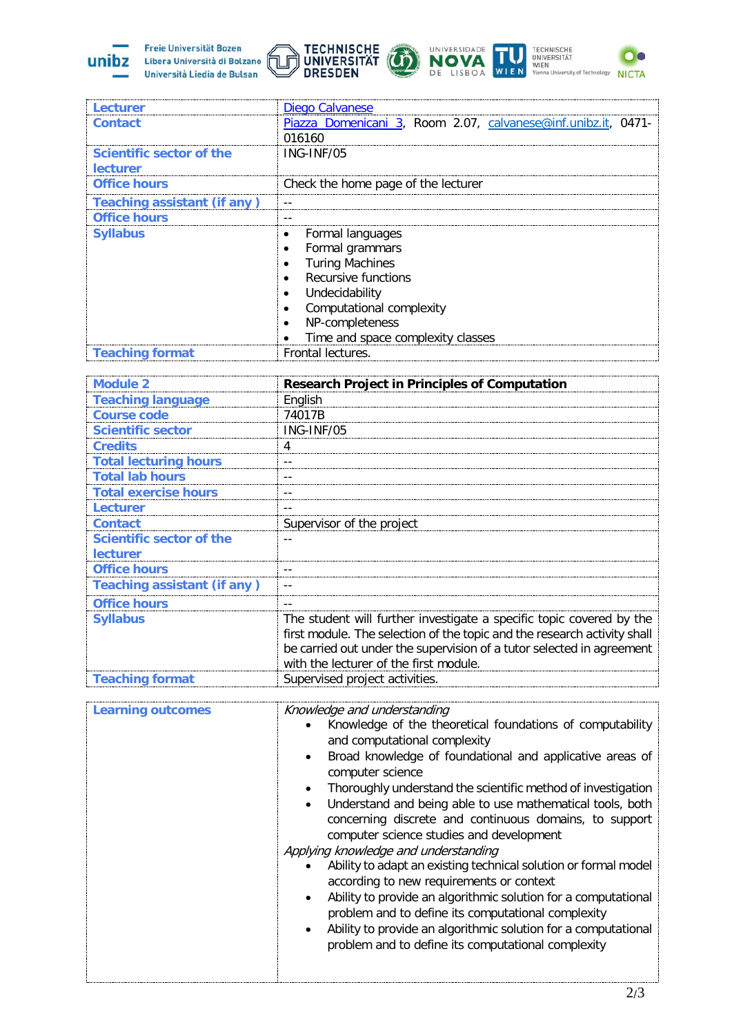| | |
|---|---|
| **Lecturer** | Diego Calvanese |
| **Contact** | Piazza Domenicani 3, Room 2.07, calvanese@inf.unibz.it, 0471-016160 |
| **Scientific sector of the lecturer** | ING-INF/05 |
| **Office hours** | Check the home page of the lecturer |
| **Teaching assistant (if any )** | -- |
| **Office hours** | -- |
| **Syllabus** | • Formal languages<br>• Formal grammars<br>• Turing Machines<br>• Recursive functions<br>• Undecidability<br>• Computational complexity<br>• NP-completeness<br>• Time and space complexity classes |
| **Teaching format** | Frontal lectures. |

| | |
|---|---|
| **Module 2** | **Research Project in Principles of Computation** |
| **Teaching language** | English |
| **Course code** | 74017B |
| **Scientific sector** | ING-INF/05 |
| **Credits** | 4 |
| **Total lecturing hours** | -- |
| **Total lab hours** | -- |
| **Total exercise hours** | -- |
| **Lecturer** | -- |
| **Contact** | Supervisor of the project |
| **Scientific sector of the lecturer** | -- |
| **Office hours** | -- |
| **Teaching assistant (if any )** | -- |
| **Office hours** | -- |
| **Syllabus** | The student will further investigate a specific topic covered by the first module. The selection of the topic and the research activity shall be carried out under the supervision of a tutor selected in agreement with the lecturer of the first module. |
| **Teaching format** | Supervised project activities. |

| | |
|---|---|
| **Learning outcomes** | *Knowledge and understanding*<br>• Knowledge of the theoretical foundations of computability and computational complexity<br>• Broad knowledge of foundational and applicative areas of computer science<br>• Thoroughly understand the scientific method of investigation<br>• Understand and being able to use mathematical tools, both concerning discrete and continuous domains, to support computer science studies and development<br>*Applying knowledge and understanding*<br>• Ability to adapt an existing technical solution or formal model according to new requirements or context<br>• Ability to provide an algorithmic solution for a computational problem and to define its computational complexity<br>• Ability to provide an algorithmic solution for a computational problem and to define its computational complexity |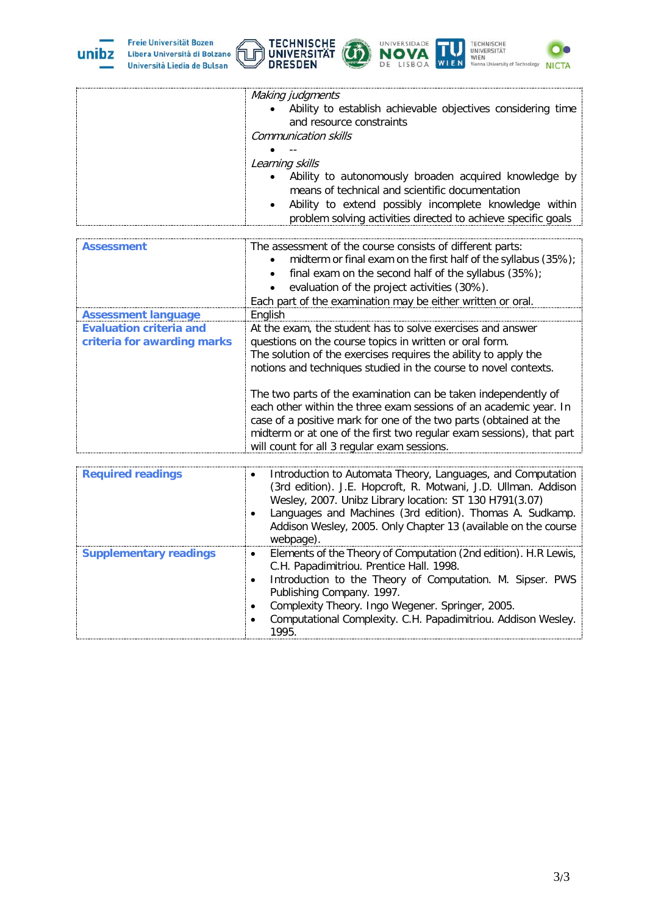| | |
|---|---|
| | *Making judgments*<br>• Ability to establish achievable objectives considering time and resource constraints<br>*Communication skills*<br>• --<br>*Learning skills*<br>• Ability to autonomously broaden acquired knowledge by means of technical and scientific documentation<br>• Ability to extend possibly incomplete knowledge within problem solving activities directed to achieve specific goals |

| | |
|---|---|
| **Assessment** | The assessment of the course consists of different parts:<br>• midterm or final exam on the first half of the syllabus (35%);<br>• final exam on the second half of the syllabus (35%);<br>• evaluation of the project activities (30%).<br>Each part of the examination may be either written or oral. |
| **Assessment language** | English |
| **Evaluation criteria and criteria for awarding marks** | At the exam, the student has to solve exercises and answer questions on the course topics in written or oral form.<br>The solution of the exercises requires the ability to apply the notions and techniques studied in the course to novel contexts.<br><br>The two parts of the examination can be taken independently of each other within the three exam sessions of an academic year. In case of a positive mark for one of the two parts (obtained at the midterm or at one of the first two regular exam sessions), that part will count for all 3 regular exam sessions. |

| | |
|---|---|
| **Required readings** | • Introduction to Automata Theory, Languages, and Computation (3rd edition). J.E. Hopcroft, R. Motwani, J.D. Ullman. Addison Wesley, 2007. Unibz Library location: ST 130 H791(3.07)<br>• Languages and Machines (3rd edition). Thomas A. Sudkamp. Addison Wesley, 2005. Only Chapter 13 (available on the course webpage). |
| **Supplementary readings** | • Elements of the Theory of Computation (2nd edition). H.R Lewis, C.H. Papadimitriou. Prentice Hall. 1998.<br>• Introduction to the Theory of Computation. M. Sipser. PWS Publishing Company. 1997.<br>• Complexity Theory. Ingo Wegener. Springer, 2005.<br>• Computational Complexity. C.H. Papadimitriou. Addison Wesley. 1995. |